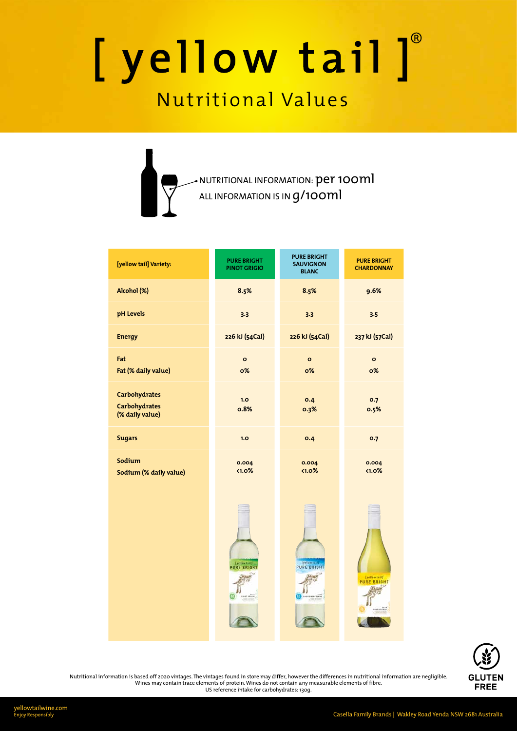# [ yellow tail ]®

## Nutritional Values

NUTRITIONAL INFORMATION: per 100ml
ALL INFORMATION IS IN g/100ml

| [yellow tail] Variety: | PURE BRIGHT PINOT GRIGIO | PURE BRIGHT SAUVIGNON BLANC | PURE BRIGHT CHARDONNAY |
|---|---|---|---|
| Alcohol (%) | 8.5% | 8.5% | 9.6% |
| pH Levels | 3.3 | 3.3 | 3.5 |
| Energy | 226 kJ (54Cal) | 226 kJ (54Cal) | 237 kJ (57Cal) |
| Fat | 0 | 0 | 0 |
| Fat (% daily value) | 0% | 0% | 0% |
| Carbohydrates | 1.0 | 0.4 | 0.7 |
| Carbohydrates (% daily value) | 0.8% | 0.3% | 0.5% |
| Sugars | 1.0 | 0.4 | 0.7 |
| Sodium | 0.004 | 0.004 | 0.004 |
| Sodium (% daily value) | <1.0% | <1.0% | <1.0% |

GLUTEN FREE

Nutritional information is based off 2020 vintages. The vintages found in store may differ, however the differences in nutritional information are negligible. Wines may contain trace elements of protein. Wines do not contain any measurable elements of fibre. US reference intake for carbohydrates: 130g.

yellowtailwine.com
Enjoy Responsibly

Casella Family Brands | Wakley Road Yenda NSW 2681 Australia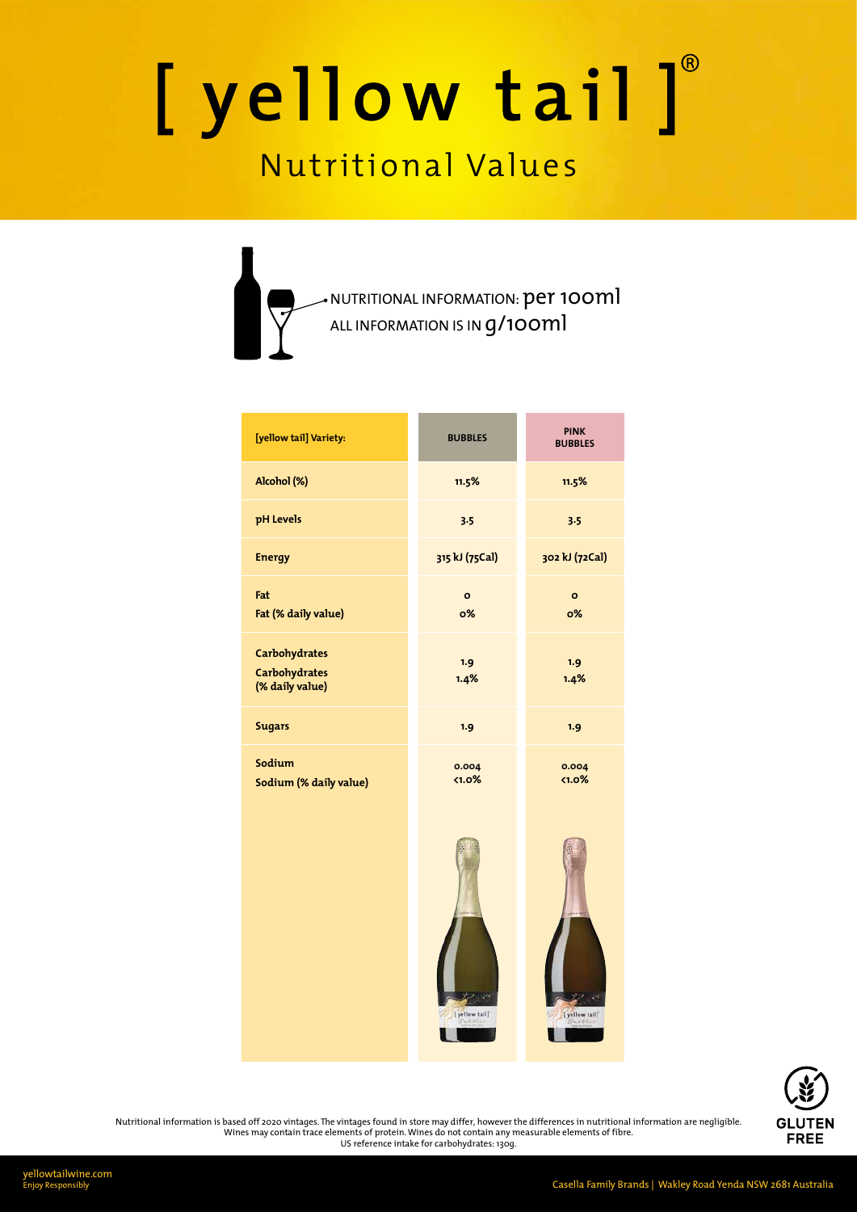# [ yellow tail ]®

## Nutritional Values

NUTRITIONAL INFORMATION: per 100ml
ALL INFORMATION IS IN g/100ml

| [yellow tail] Variety: | BUBBLES | PINK BUBBLES |
|---|---|---|
| Alcohol (%) | 11.5% | 11.5% |
| pH Levels | 3.5 | 3.5 |
| Energy | 315 kJ (75Cal) | 302 kJ (72Cal) |
| Fat<br>Fat (% daily value) | 0<br>0% | 0<br>0% |
| Carbohydrates<br>Carbohydrates (% daily value) | 1.9<br>1.4% | 1.9<br>1.4% |
| Sugars | 1.9 | 1.9 |
| Sodium<br>Sodium (% daily value) | 0.004<br><1.0% | 0.004<br><1.0% |

GLUTEN FREE

Nutritional information is based off 2020 vintages. The vintages found in store may differ, however the differences in nutritional information are negligible. Wines may contain trace elements of protein. Wines do not contain any measurable elements of fibre.
US reference intake for carbohydrates: 130g.

yellowtailwine.com
Enjoy Responsibly

Casella Family Brands | Wakley Road Yenda NSW 2681 Australia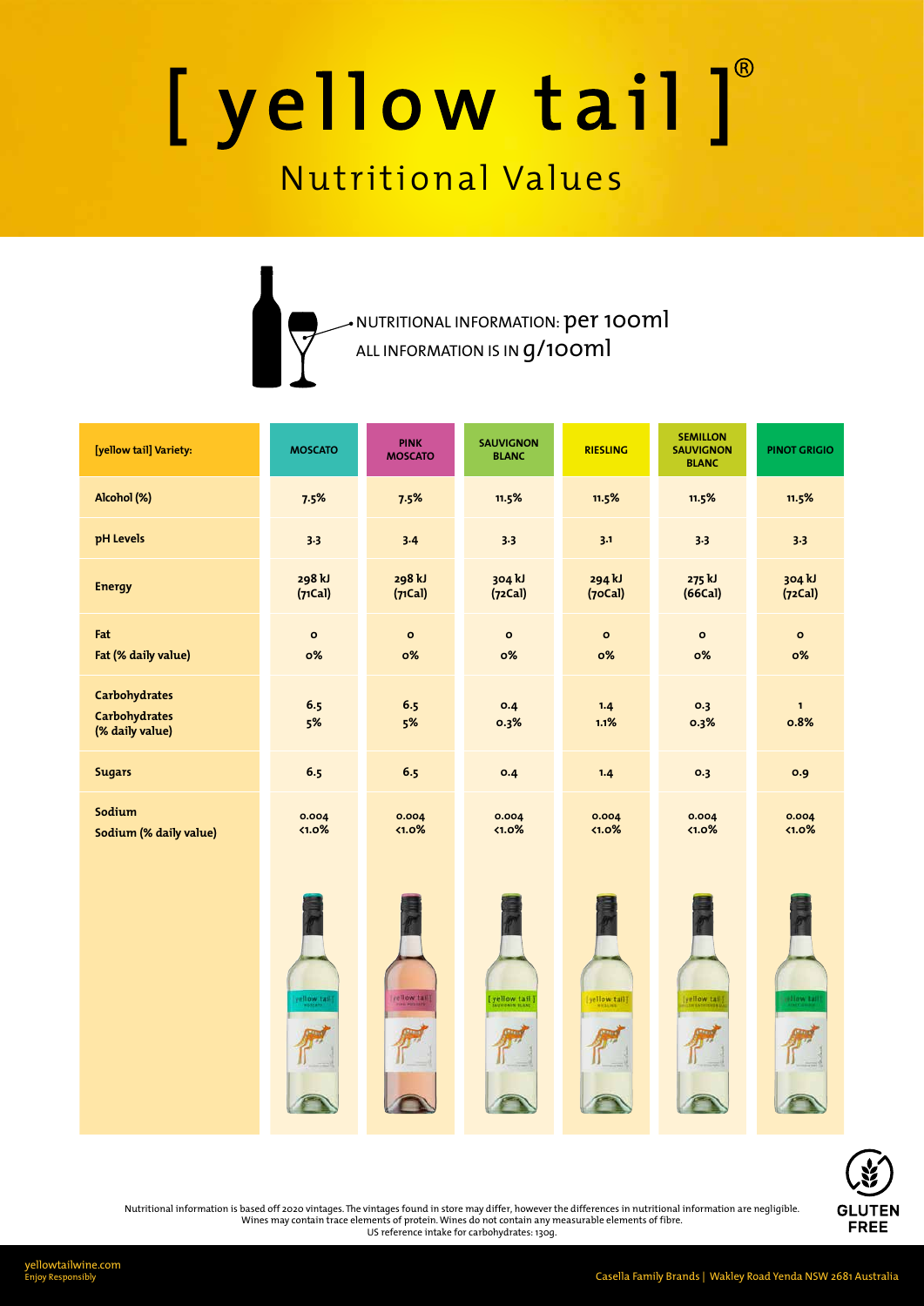# [ yellow tail ]®

## Nutritional Values

NUTRITIONAL INFORMATION: per 100ml
ALL INFORMATION IS IN g/100ml

| [yellow tail] Variety: | MOSCATO | PINK MOSCATO | SAUVIGNON BLANC | RIESLING | SEMILLON SAUVIGNON BLANC | PINOT GRIGIO |
|---|---|---|---|---|---|---|
| Alcohol (%) | 7.5% | 7.5% | 11.5% | 11.5% | 11.5% | 11.5% |
| pH Levels | 3.3 | 3.4 | 3.3 | 3.1 | 3.3 | 3.3 |
| Energy | 298 kJ (71Cal) | 298 kJ (71Cal) | 304 kJ (72Cal) | 294 kJ (70Cal) | 275 kJ (66Cal) | 304 kJ (72Cal) |
| Fat<br>Fat (% daily value) | 0<br>0% | 0<br>0% | 0<br>0% | 0<br>0% | 0<br>0% | 0<br>0% |
| Carbohydrates<br>Carbohydrates (% daily value) | 6.5<br>5% | 6.5<br>5% | 0.4<br>0.3% | 1.4<br>1.1% | 0.3<br>0.3% | 1<br>0.8% |
| Sugars | 6.5 | 6.5 | 0.4 | 1.4 | 0.3 | 0.9 |
| Sodium<br>Sodium (% daily value) | 0.004<br><1.0% | 0.004<br><1.0% | 0.004<br><1.0% | 0.004<br><1.0% | 0.004<br><1.0% | 0.004<br><1.0% |

Nutritional information is based off 2020 vintages. The vintages found in store may differ, however the differences in nutritional information are negligible. Wines may contain trace elements of protein. Wines do not contain any measurable elements of fibre. US reference intake for carbohydrates: 130g.

GLUTEN FREE

yellowtailwine.com
Enjoy Responsibly

Casella Family Brands | Wakley Road Yenda NSW 2681 Australia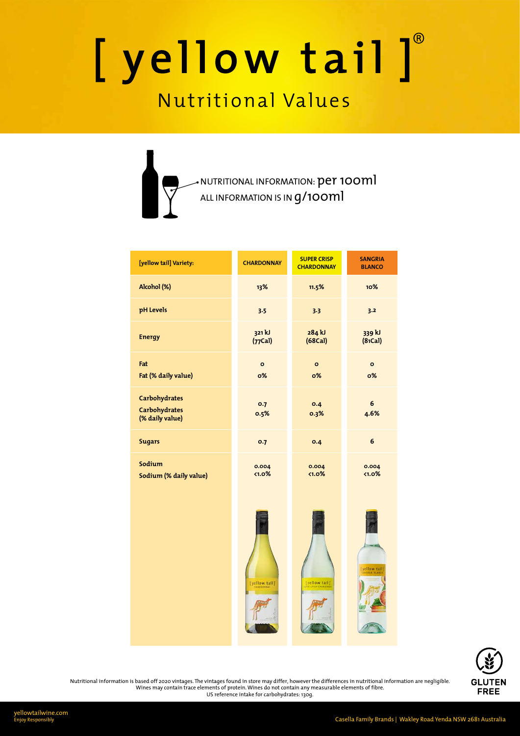# [ yellow tail ]®

## Nutritional Values

NUTRITIONAL INFORMATION: per 100ml
ALL INFORMATION IS IN g/100ml

| [yellow tail] Variety: | CHARDONNAY | SUPER CRISP CHARDONNAY | SANGRIA BLANCO |
|---|---|---|---|
| Alcohol (%) | 13% | 11.5% | 10% |
| pH Levels | 3.5 | 3.3 | 3.2 |
| Energy | 321 kJ (77Cal) | 284 kJ (68Cal) | 339 kJ (81Cal) |
| Fat | 0 | 0 | 0 |
| Fat (% daily value) | 0% | 0% | 0% |
| Carbohydrates | 0.7 | 0.4 | 6 |
| Carbohydrates (% daily value) | 0.5% | 0.3% | 4.6% |
| Sugars | 0.7 | 0.4 | 6 |
| Sodium | 0.004 | 0.004 | 0.004 |
| Sodium (% daily value) | <1.0% | <1.0% | <1.0% |

Nutritional information is based off 2020 vintages. The vintages found in store may differ, however the differences in nutritional information are negligible. Wines may contain trace elements of protein. Wines do not contain any measurable elements of fibre. US reference intake for carbohydrates: 130g.

GLUTEN FREE

yellowtailwine.com
Enjoy Responsibly

Casella Family Brands | Wakley Road Yenda NSW 2681 Australia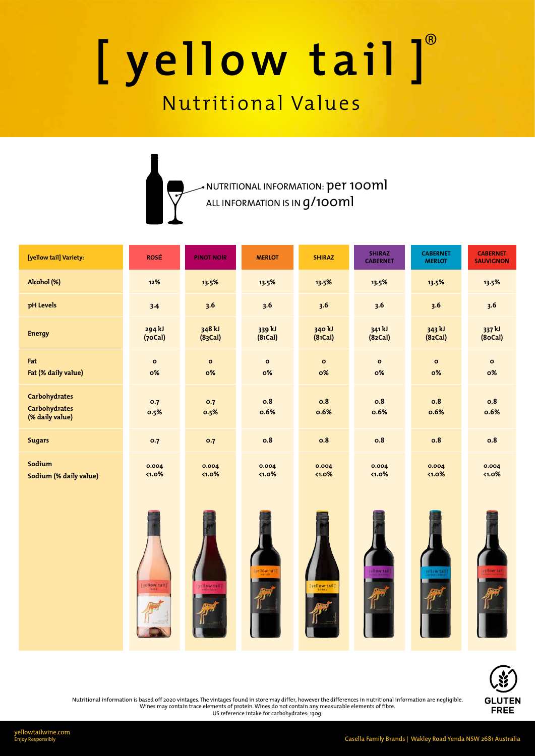# [ yellow tail ]®

## Nutritional Values

NUTRITIONAL INFORMATION: per 100ml
ALL INFORMATION IS IN g/100ml

| [yellow tail] Variety: | ROSÉ | PINOT NOIR | MERLOT | SHIRAZ | SHIRAZ CABERNET | CABERNET MERLOT | CABERNET SAUVIGNON |
|---|---|---|---|---|---|---|---|
| Alcohol (%) | 12% | 13.5% | 13.5% | 13.5% | 13.5% | 13.5% | 13.5% |
| pH Levels | 3.4 | 3.6 | 3.6 | 3.6 | 3.6 | 3.6 | 3.6 |
| Energy | 294 kJ (70Cal) | 348 kJ (83Cal) | 339 kJ (81Cal) | 340 kJ (81Cal) | 341 kJ (82Cal) | 343 kJ (82Cal) | 337 kJ (80Cal) |
| Fat | 0 | 0 | 0 | 0 | 0 | 0 | 0 |
| Fat (% daily value) | 0% | 0% | 0% | 0% | 0% | 0% | 0% |
| Carbohydrates | 0.7 | 0.7 | 0.8 | 0.8 | 0.8 | 0.8 | 0.8 |
| Carbohydrates (% daily value) | 0.5% | 0.5% | 0.6% | 0.6% | 0.6% | 0.6% | 0.6% |
| Sugars | 0.7 | 0.7 | 0.8 | 0.8 | 0.8 | 0.8 | 0.8 |
| Sodium | 0.004 | 0.004 | 0.004 | 0.004 | 0.004 | 0.004 | 0.004 |
| Sodium (% daily value) | <1.0% | <1.0% | <1.0% | <1.0% | <1.0% | <1.0% | <1.0% |

Nutritional information is based off 2020 vintages. The vintages found in store may differ, however the differences in nutritional information are negligible. Wines may contain trace elements of protein. Wines do not contain any measurable elements of fibre. US reference intake for carbohydrates: 130g.

GLUTEN FREE

yellowtailwine.com
Enjoy Responsibly

Casella Family Brands | Wakley Road Yenda NSW 2681 Australia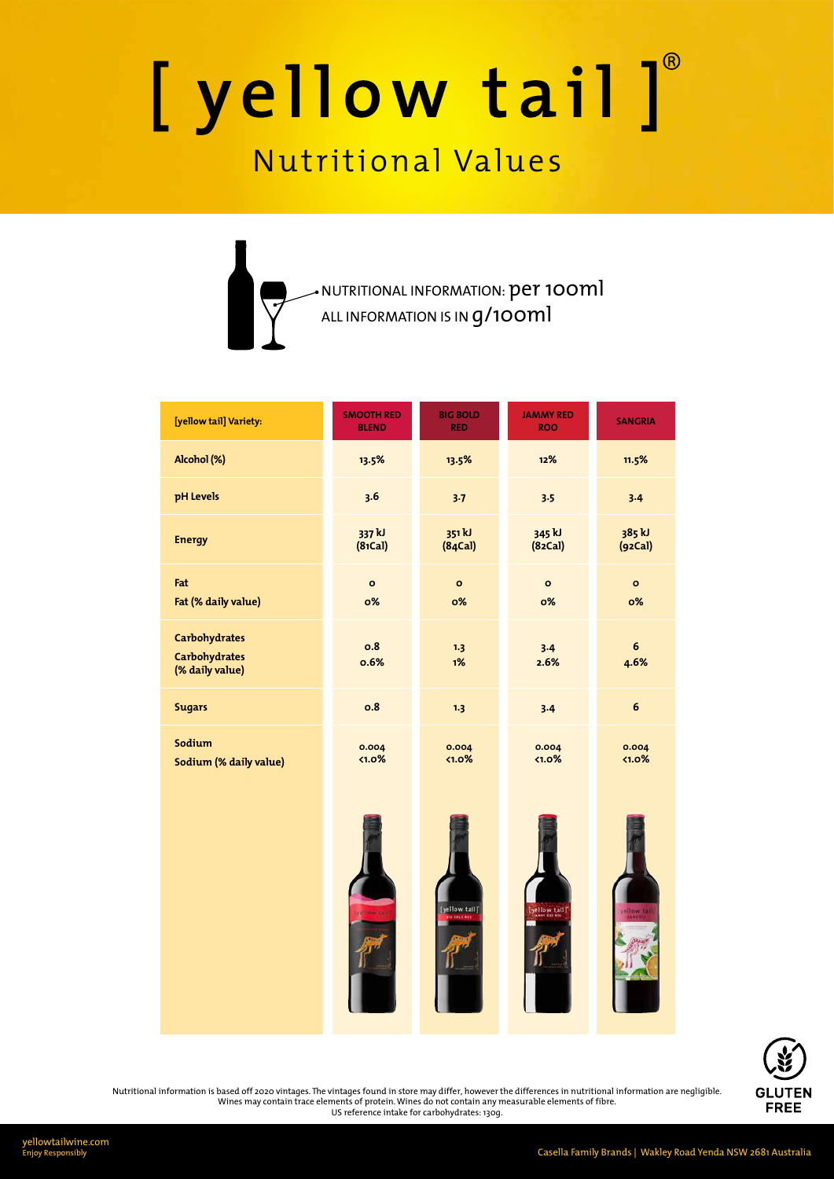# [ yellow tail ]®

## Nutritional Values

NUTRITIONAL INFORMATION: per 100ml
ALL INFORMATION IS IN g/100ml

| [yellow tail] Variety: | SMOOTH RED BLEND | BIG BOLD RED | JAMMY RED ROO | SANGRIA |
|---|---|---|---|---|
| Alcohol (%) | 13.5% | 13.5% | 12% | 11.5% |
| pH Levels | 3.6 | 3.7 | 3.5 | 3.4 |
| Energy | 337 kJ (81Cal) | 351 kJ (84Cal) | 345 kJ (82Cal) | 385 kJ (92Cal) |
| Fat<br>Fat (% daily value) | 0<br>0% | 0<br>0% | 0<br>0% | 0<br>0% |
| Carbohydrates<br>Carbohydrates (% daily value) | 0.8<br>0.6% | 1.3<br>1% | 3.4<br>2.6% | 6<br>4.6% |
| Sugars | 0.8 | 1.3 | 3.4 | 6 |
| Sodium<br>Sodium (% daily value) | 0.004<br><1.0% | 0.004<br><1.0% | 0.004<br><1.0% | 0.004<br><1.0% |

GLUTEN FREE

Nutritional information is based off 2020 vintages. The vintages found in store may differ, however the differences in nutritional information are negligible.
Wines may contain trace elements of protein. Wines do not contain any measurable elements of fibre.
US reference intake for carbohydrates: 130g.

yellowtailwine.com
Enjoy Responsibly

Casella Family Brands | Wakley Road Yenda NSW 2681 Australia